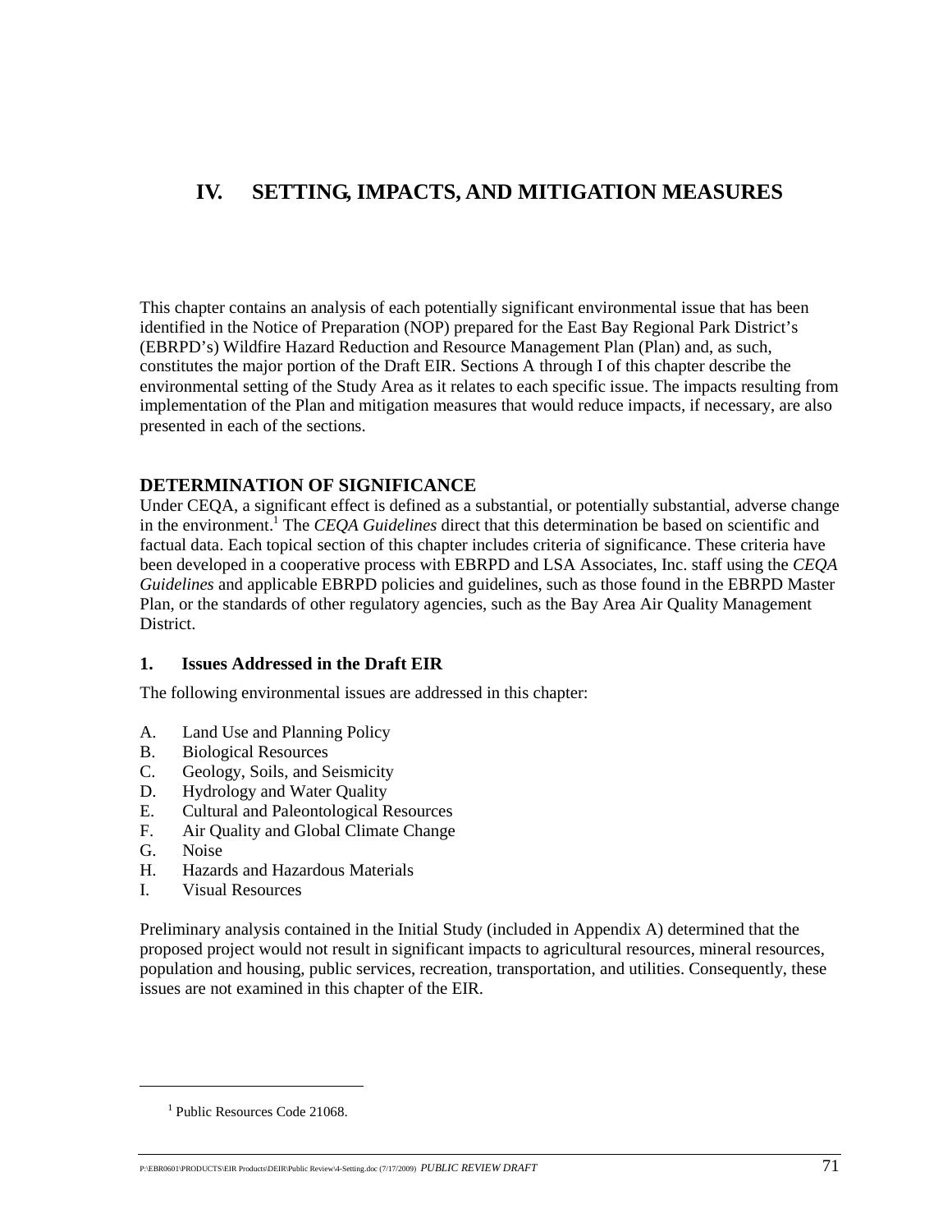# IV. SETTING, IMPACTS, AND MITIGATION MEASURES

This chapter contains an analysis of each potentially significant environmental issue that has been identified in the Notice of Preparation (NOP) prepared for the East Bay Regional Park District's (EBRPD's) Wildfire Hazard Reduction and Resource Management Plan (Plan) and, as such, constitutes the major portion of the Draft EIR. Sections A through I of this chapter describe the environmental setting of the Study Area as it relates to each specific issue. The impacts resulting from implementation of the Plan and mitigation measures that would reduce impacts, if necessary, are also presented in each of the sections.

## DETERMINATION OF SIGNIFICANCE

Under CEQA, a significant effect is defined as a substantial, or potentially substantial, adverse change in the environment.[1] The *CEQA Guidelines* direct that this determination be based on scientific and factual data. Each topical section of this chapter includes criteria of significance. These criteria have been developed in a cooperative process with EBRPD and LSA Associates, Inc. staff using the *CEQA Guidelines* and applicable EBRPD policies and guidelines, such as those found in the EBRPD Master Plan, or the standards of other regulatory agencies, such as the Bay Area Air Quality Management District.

### 1. Issues Addressed in the Draft EIR

The following environmental issues are addressed in this chapter:

A. Land Use and Planning Policy
B. Biological Resources
C. Geology, Soils, and Seismicity
D. Hydrology and Water Quality
E. Cultural and Paleontological Resources
F. Air Quality and Global Climate Change
G. Noise
H. Hazards and Hazardous Materials
I. Visual Resources

Preliminary analysis contained in the Initial Study (included in Appendix A) determined that the proposed project would not result in significant impacts to agricultural resources, mineral resources, population and housing, public services, recreation, transportation, and utilities. Consequently, these issues are not examined in this chapter of the EIR.

---

[1] Public Resources Code 21068.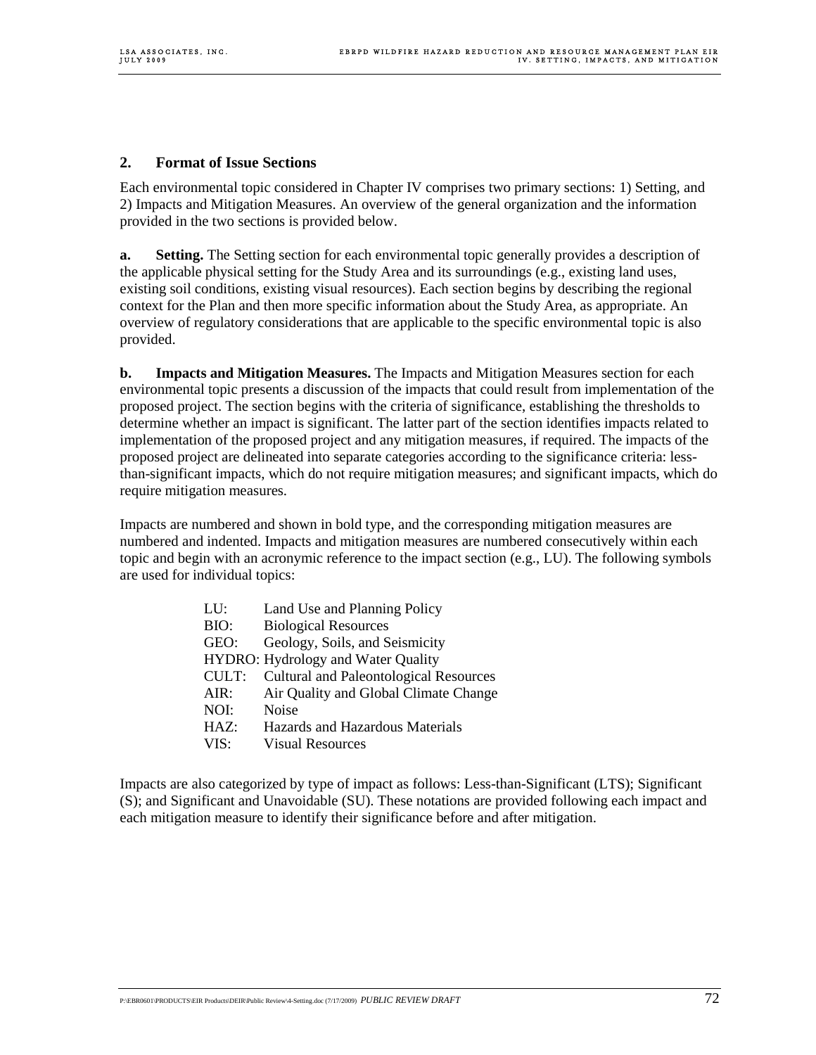## 2. Format of Issue Sections

Each environmental topic considered in Chapter IV comprises two primary sections: 1) Setting, and 2) Impacts and Mitigation Measures. An overview of the general organization and the information provided in the two sections is provided below.

**a. Setting.** The Setting section for each environmental topic generally provides a description of the applicable physical setting for the Study Area and its surroundings (e.g., existing land uses, existing soil conditions, existing visual resources). Each section begins by describing the regional context for the Plan and then more specific information about the Study Area, as appropriate. An overview of regulatory considerations that are applicable to the specific environmental topic is also provided.

**b. Impacts and Mitigation Measures.** The Impacts and Mitigation Measures section for each environmental topic presents a discussion of the impacts that could result from implementation of the proposed project. The section begins with the criteria of significance, establishing the thresholds to determine whether an impact is significant. The latter part of the section identifies impacts related to implementation of the proposed project and any mitigation measures, if required. The impacts of the proposed project are delineated into separate categories according to the significance criteria: less-than-significant impacts, which do not require mitigation measures; and significant impacts, which do require mitigation measures.

Impacts are numbered and shown in bold type, and the corresponding mitigation measures are numbered and indented. Impacts and mitigation measures are numbered consecutively within each topic and begin with an acronymic reference to the impact section (e.g., LU). The following symbols are used for individual topics:

- LU: Land Use and Planning Policy
- BIO: Biological Resources
- GEO: Geology, Soils, and Seismicity
- HYDRO: Hydrology and Water Quality
- CULT: Cultural and Paleontological Resources
- AIR: Air Quality and Global Climate Change
- NOI: Noise
- HAZ: Hazards and Hazardous Materials
- VIS: Visual Resources

Impacts are also categorized by type of impact as follows: Less-than-Significant (LTS); Significant (S); and Significant and Unavoidable (SU). These notations are provided following each impact and each mitigation measure to identify their significance before and after mitigation.